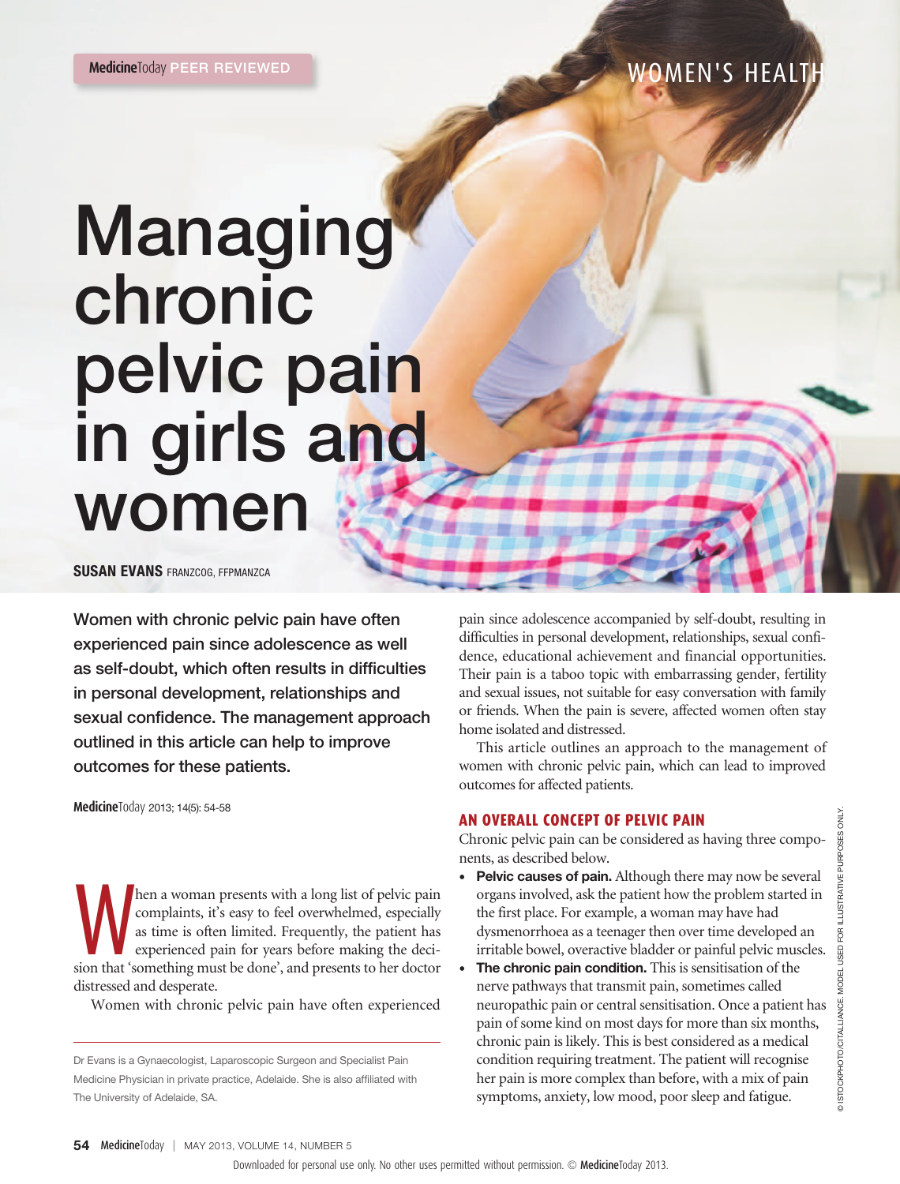MedicineToday PEER REVIEWED

WOMEN'S HEALTH

# Managing chronic pelvic pain in girls and women

**SUSAN EVANS** FRANZCOG, FFPMANZCA

**Women with chronic pelvic pain have often experienced pain since adolescence as well as self-doubt, which often results in difficulties in personal development, relationships and sexual confidence. The management approach outlined in this article can help to improve outcomes for these patients.**

MedicineToday 2013; 14(5): 54-58

When a woman presents with a long list of pelvic pain complaints, it's easy to feel overwhelmed, especially as time is often limited. Frequently, the patient has experienced pain for years before making the decision that 'something must be done', and presents to her doctor distressed and desperate.

Women with chronic pelvic pain have often experienced pain since adolescence accompanied by self-doubt, resulting in difficulties in personal development, relationships, sexual confidence, educational achievement and financial opportunities. Their pain is a taboo topic with embarrassing gender, fertility and sexual issues, not suitable for easy conversation with family or friends. When the pain is severe, affected women often stay home isolated and distressed.

This article outlines an approach to the management of women with chronic pelvic pain, which can lead to improved outcomes for affected patients.

Dr Evans is a Gynaecologist, Laparoscopic Surgeon and Specialist Pain Medicine Physician in private practice, Adelaide. She is also affiliated with The University of Adelaide, SA.

## AN OVERALL CONCEPT OF PELVIC PAIN

Chronic pelvic pain can be considered as having three components, as described below.

- **Pelvic causes of pain.** Although there may now be several organs involved, ask the patient how the problem started in the first place. For example, a woman may have had dysmenorrhoea as a teenager then over time developed an irritable bowel, overactive bladder or painful pelvic muscles.
- **The chronic pain condition.** This is sensitisation of the nerve pathways that transmit pain, sometimes called neuropathic pain or central sensitisation. Once a patient has pain of some kind on most days for more than six months, chronic pain is likely. This is best considered as a medical condition requiring treatment. The patient will recognise her pain is more complex than before, with a mix of pain symptoms, anxiety, low mood, poor sleep and fatigue.

© ISTOCKPHOTO/CITALLIANCE. MODEL USED FOR ILLUSTRATIVE PURPOSES ONLY.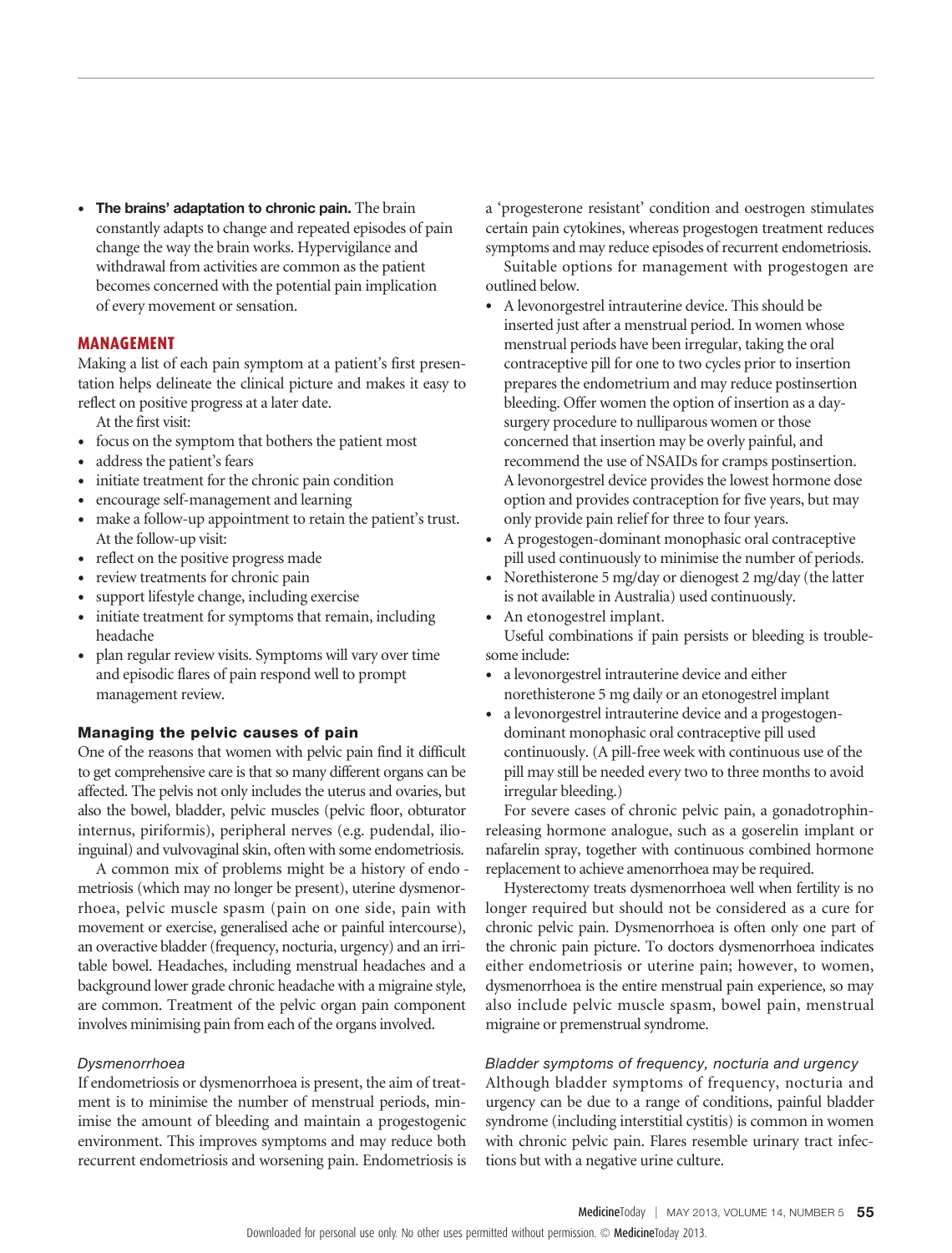- **The brains' adaptation to chronic pain.** The brain constantly adapts to change and repeated episodes of pain change the way the brain works. Hypervigilance and withdrawal from activities are common as the patient becomes concerned with the potential pain implication of every movement or sensation.

## MANAGEMENT

Making a list of each pain symptom at a patient's first presentation helps delineate the clinical picture and makes it easy to reflect on positive progress at a later date.

At the first visit:

- focus on the symptom that bothers the patient most
- address the patient's fears
- initiate treatment for the chronic pain condition
- encourage self-management and learning
- make a follow-up appointment to retain the patient's trust.

At the follow-up visit:

- reflect on the positive progress made
- review treatments for chronic pain
- support lifestyle change, including exercise
- initiate treatment for symptoms that remain, including headache
- plan regular review visits. Symptoms will vary over time and episodic flares of pain respond well to prompt management review.

### Managing the pelvic causes of pain

One of the reasons that women with pelvic pain find it difficult to get comprehensive care is that so many different organs can be affected. The pelvis not only includes the uterus and ovaries, but also the bowel, bladder, pelvic muscles (pelvic floor, obturator internus, piriformis), peripheral nerves (e.g. pudendal, ilioinguinal) and vulvovaginal skin, often with some endometriosis.

A common mix of problems might be a history of endometriosis (which may no longer be present), uterine dysmenorrhoea, pelvic muscle spasm (pain on one side, pain with movement or exercise, generalised ache or painful intercourse), an overactive bladder (frequency, nocturia, urgency) and an irritable bowel. Headaches, including menstrual headaches and a background lower grade chronic headache with a migraine style, are common. Treatment of the pelvic organ pain component involves minimising pain from each of the organs involved.

#### *Dysmenorrhoea*

If endometriosis or dysmenorrhoea is present, the aim of treatment is to minimise the number of menstrual periods, minimise the amount of bleeding and maintain a progestogenic environment. This improves symptoms and may reduce both recurrent endometriosis and worsening pain. Endometriosis is a 'progesterone resistant' condition and oestrogen stimulates certain pain cytokines, whereas progestogen treatment reduces symptoms and may reduce episodes of recurrent endometriosis.

Suitable options for management with progestogen are outlined below.

- A levonorgestrel intrauterine device. This should be inserted just after a menstrual period. In women whose menstrual periods have been irregular, taking the oral contraceptive pill for one to two cycles prior to insertion prepares the endometrium and may reduce postinsertion bleeding. Offer women the option of insertion as a day-surgery procedure to nulliparous women or those concerned that insertion may be overly painful, and recommend the use of NSAIDs for cramps postinsertion. A levonorgestrel device provides the lowest hormone dose option and provides contraception for five years, but may only provide pain relief for three to four years.
- A progestogen-dominant monophasic oral contraceptive pill used continuously to minimise the number of periods.
- Norethisterone 5 mg/day or dienogest 2 mg/day (the latter is not available in Australia) used continuously.
- An etonogestrel implant.

Useful combinations if pain persists or bleeding is troublesome include:

- a levonorgestrel intrauterine device and either norethisterone 5 mg daily or an etonogestrel implant
- a levonorgestrel intrauterine device and a progestogen-dominant monophasic oral contraceptive pill used continuously. (A pill-free week with continuous use of the pill may still be needed every two to three months to avoid irregular bleeding.)

For severe cases of chronic pelvic pain, a gonadotrophin-releasing hormone analogue, such as a goserelin implant or nafarelin spray, together with continuous combined hormone replacement to achieve amenorrhoea may be required.

Hysterectomy treats dysmenorrhoea well when fertility is no longer required but should not be considered as a cure for chronic pelvic pain. Dysmenorrhoea is often only one part of the chronic pain picture. To doctors dysmenorrhoea indicates either endometriosis or uterine pain; however, to women, dysmenorrhoea is the entire menstrual pain experience, so may also include pelvic muscle spasm, bowel pain, menstrual migraine or premenstrual syndrome.

#### *Bladder symptoms of frequency, nocturia and urgency*

Although bladder symptoms of frequency, nocturia and urgency can be due to a range of conditions, painful bladder syndrome (including interstitial cystitis) is common in women with chronic pelvic pain. Flares resemble urinary tract infections but with a negative urine culture.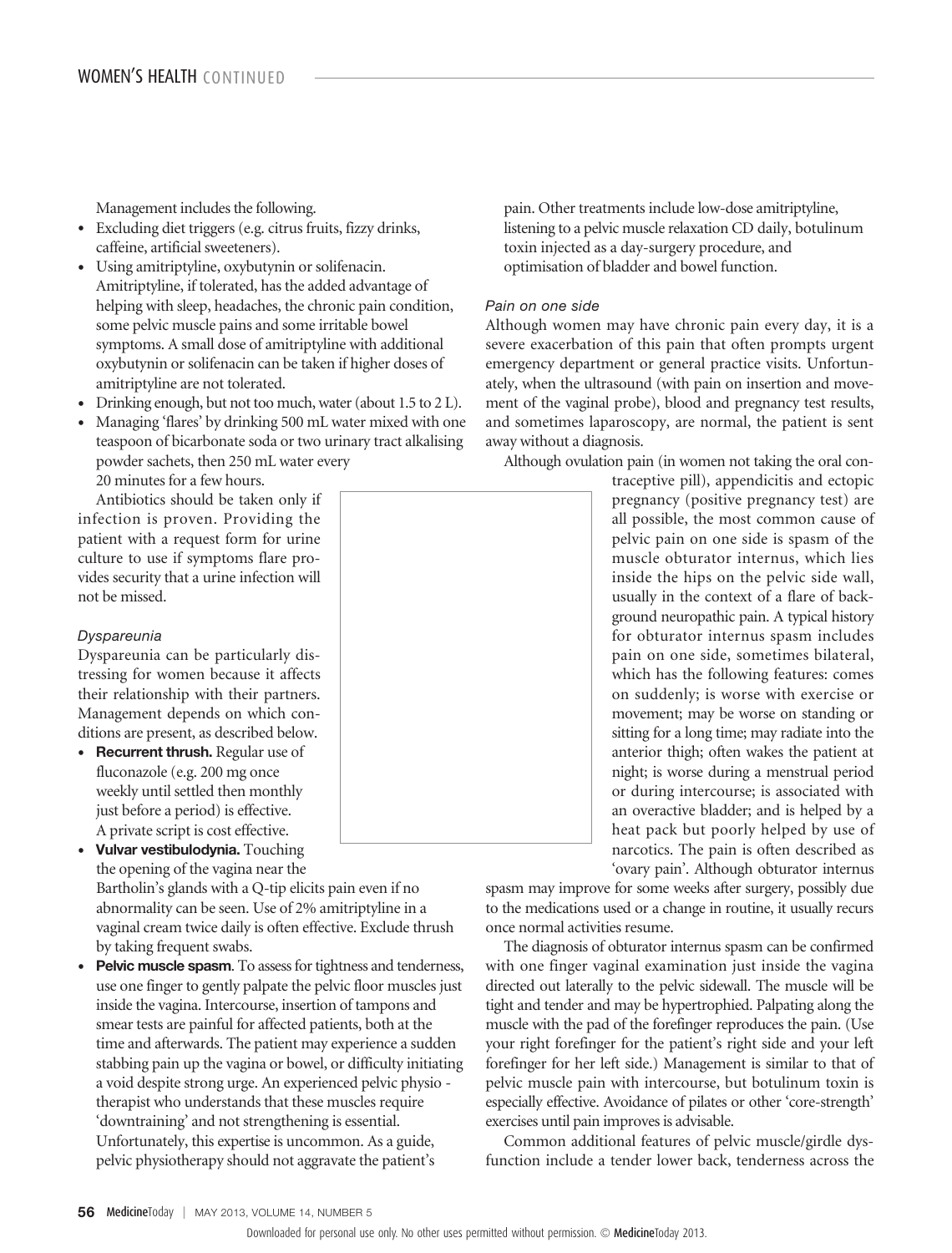Management includes the following.

- Excluding diet triggers (e.g. citrus fruits, fizzy drinks, caffeine, artificial sweeteners).
- Using amitriptyline, oxybutynin or solifenacin. Amitriptyline, if tolerated, has the added advantage of helping with sleep, headaches, the chronic pain condition, some pelvic muscle pains and some irritable bowel symptoms. A small dose of amitriptyline with additional oxybutynin or solifenacin can be taken if higher doses of amitriptyline are not tolerated.
- Drinking enough, but not too much, water (about 1.5 to 2 L).
- Managing 'flares' by drinking 500 mL water mixed with one teaspoon of bicarbonate soda or two urinary tract alkalising powder sachets, then 250 mL water every 20 minutes for a few hours.

Antibiotics should be taken only if infection is proven. Providing the patient with a request form for urine culture to use if symptoms flare provides security that a urine infection will not be missed.

### *Dyspareunia*

Dyspareunia can be particularly distressing for women because it affects their relationship with their partners. Management depends on which conditions are present, as described below.

- **Recurrent thrush.** Regular use of fluconazole (e.g. 200 mg once weekly until settled then monthly just before a period) is effective. A private script is cost effective.
- **Vulvar vestibulodynia.** Touching the opening of the vagina near the Bartholin's glands with a Q-tip elicits pain even if no abnormality can be seen. Use of 2% amitriptyline in a vaginal cream twice daily is often effective. Exclude thrush by taking frequent swabs.
- **Pelvic muscle spasm.** To assess for tightness and tenderness, use one finger to gently palpate the pelvic floor muscles just inside the vagina. Intercourse, insertion of tampons and smear tests are painful for affected patients, both at the time and afterwards. The patient may experience a sudden stabbing pain up the vagina or bowel, or difficulty initiating a void despite strong urge. An experienced pelvic physiotherapist who understands that these muscles require 'downtraining' and not strengthening is essential. Unfortunately, this expertise is uncommon. As a guide, pelvic physiotherapy should not aggravate the patient's pain. Other treatments include low-dose amitriptyline, listening to a pelvic muscle relaxation CD daily, botulinum toxin injected as a day-surgery procedure, and optimisation of bladder and bowel function.

### *Pain on one side*

Although women may have chronic pain every day, it is a severe exacerbation of this pain that often prompts urgent emergency department or general practice visits. Unfortunately, when the ultrasound (with pain on insertion and movement of the vaginal probe), blood and pregnancy test results, and sometimes laparoscopy, are normal, the patient is sent away without a diagnosis.

Although ovulation pain (in women not taking the oral contraceptive pill), appendicitis and ectopic pregnancy (positive pregnancy test) are all possible, the most common cause of pelvic pain on one side is spasm of the muscle obturator internus, which lies inside the hips on the pelvic side wall, usually in the context of a flare of background neuropathic pain. A typical history for obturator internus spasm includes pain on one side, sometimes bilateral, which has the following features: comes on suddenly; is worse with exercise or movement; may be worse on standing or sitting for a long time; may radiate into the anterior thigh; often wakes the patient at night; is worse during a menstrual period or during intercourse; is associated with an overactive bladder; and is helped by a heat pack but poorly helped by use of narcotics. The pain is often described as 'ovary pain'. Although obturator internus spasm may improve for some weeks after surgery, possibly due to the medications used or a change in routine, it usually recurs once normal activities resume.

The diagnosis of obturator internus spasm can be confirmed with one finger vaginal examination just inside the vagina directed out laterally to the pelvic sidewall. The muscle will be tight and tender and may be hypertrophied. Palpating along the muscle with the pad of the forefinger reproduces the pain. (Use your right forefinger for the patient's right side and your left forefinger for her left side.) Management is similar to that of pelvic muscle pain with intercourse, but botulinum toxin is especially effective. Avoidance of pilates or other 'core-strength' exercises until pain improves is advisable.

Common additional features of pelvic muscle/girdle dysfunction include a tender lower back, tenderness across the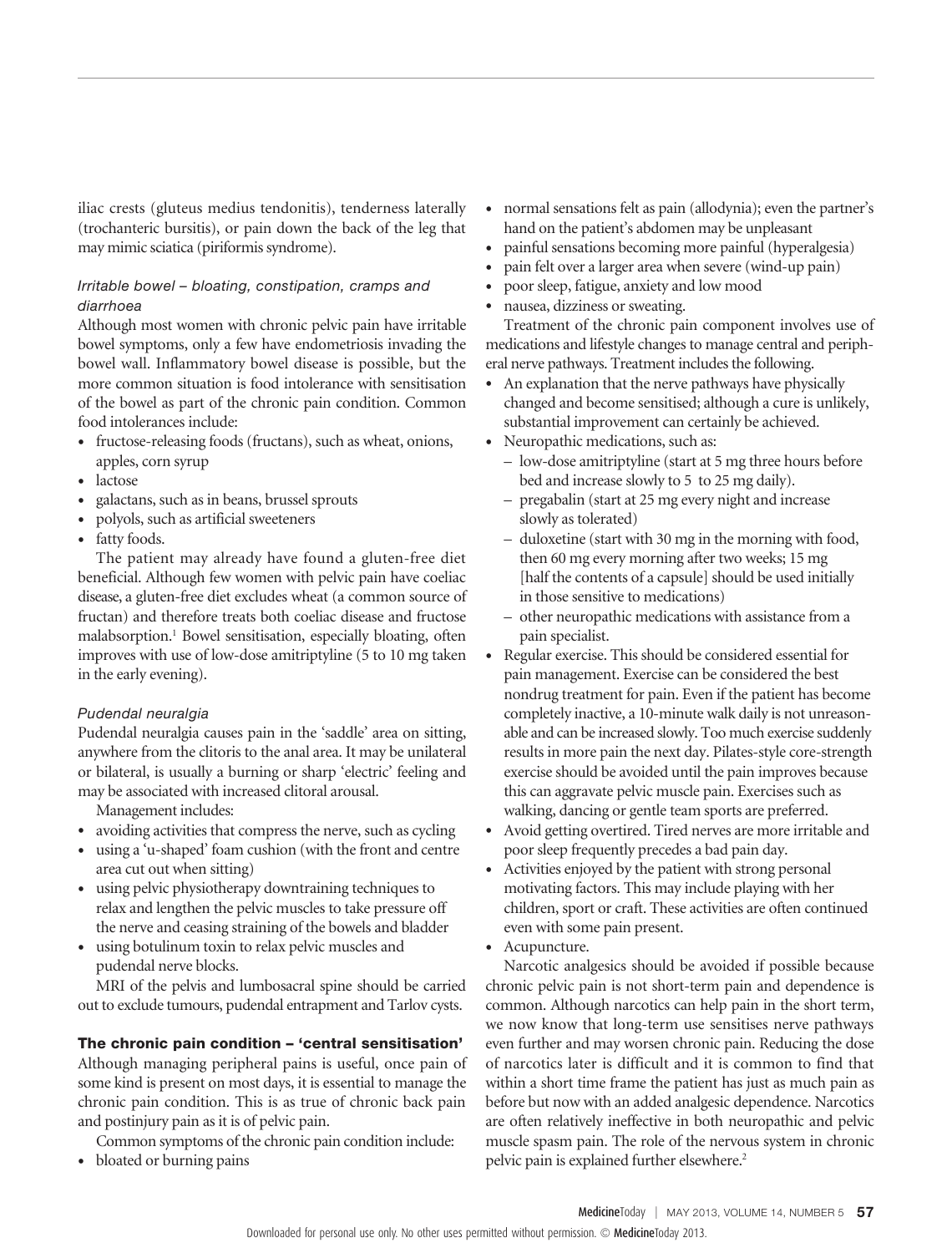iliac crests (gluteus medius tendonitis), tenderness laterally (trochanteric bursitis), or pain down the back of the leg that may mimic sciatica (piriformis syndrome).

### *Irritable bowel – bloating, constipation, cramps and diarrhoea*

Although most women with chronic pelvic pain have irritable bowel symptoms, only a few have endometriosis invading the bowel wall. Inflammatory bowel disease is possible, but the more common situation is food intolerance with sensitisation of the bowel as part of the chronic pain condition. Common food intolerances include:

- fructose-releasing foods (fructans), such as wheat, onions, apples, corn syrup
- lactose
- galactans, such as in beans, brussel sprouts
- polyols, such as artificial sweeteners
- fatty foods.

The patient may already have found a gluten-free diet beneficial. Although few women with pelvic pain have coeliac disease, a gluten-free diet excludes wheat (a common source of fructan) and therefore treats both coeliac disease and fructose malabsorption.[1] Bowel sensitisation, especially bloating, often improves with use of low-dose amitriptyline (5 to 10 mg taken in the early evening).

### *Pudendal neuralgia*

Pudendal neuralgia causes pain in the 'saddle' area on sitting, anywhere from the clitoris to the anal area. It may be unilateral or bilateral, is usually a burning or sharp 'electric' feeling and may be associated with increased clitoral arousal.

Management includes:

- avoiding activities that compress the nerve, such as cycling
- using a 'u-shaped' foam cushion (with the front and centre area cut out when sitting)
- using pelvic physiotherapy downtraining techniques to relax and lengthen the pelvic muscles to take pressure off the nerve and ceasing straining of the bowels and bladder
- using botulinum toxin to relax pelvic muscles and pudendal nerve blocks.

MRI of the pelvis and lumbosacral spine should be carried out to exclude tumours, pudendal entrapment and Tarlov cysts.

## The chronic pain condition – 'central sensitisation'

Although managing peripheral pains is useful, once pain of some kind is present on most days, it is essential to manage the chronic pain condition. This is as true of chronic back pain and postinjury pain as it is of pelvic pain.

Common symptoms of the chronic pain condition include:

- bloated or burning pains
- normal sensations felt as pain (allodynia); even the partner's hand on the patient's abdomen may be unpleasant
- painful sensations becoming more painful (hyperalgesia)
- pain felt over a larger area when severe (wind-up pain)
- poor sleep, fatigue, anxiety and low mood
- nausea, dizziness or sweating.

Treatment of the chronic pain component involves use of medications and lifestyle changes to manage central and peripheral nerve pathways. Treatment includes the following.

- An explanation that the nerve pathways have physically changed and become sensitised; although a cure is unlikely, substantial improvement can certainly be achieved.
- Neuropathic medications, such as:
  - low-dose amitriptyline (start at 5 mg three hours before bed and increase slowly to 5 to 25 mg daily).
  - pregabalin (start at 25 mg every night and increase slowly as tolerated)
  - duloxetine (start with 30 mg in the morning with food, then 60 mg every morning after two weeks; 15 mg [half the contents of a capsule] should be used initially in those sensitive to medications)
  - other neuropathic medications with assistance from a pain specialist.
- Regular exercise. This should be considered essential for pain management. Exercise can be considered the best nondrug treatment for pain. Even if the patient has become completely inactive, a 10-minute walk daily is not unreasonable and can be increased slowly. Too much exercise suddenly results in more pain the next day. Pilates-style core-strength exercise should be avoided until the pain improves because this can aggravate pelvic muscle pain. Exercises such as walking, dancing or gentle team sports are preferred.
- Avoid getting overtired. Tired nerves are more irritable and poor sleep frequently precedes a bad pain day.
- Activities enjoyed by the patient with strong personal motivating factors. This may include playing with her children, sport or craft. These activities are often continued even with some pain present.
- Acupuncture.

Narcotic analgesics should be avoided if possible because chronic pelvic pain is not short-term pain and dependence is common. Although narcotics can help pain in the short term, we now know that long-term use sensitises nerve pathways even further and may worsen chronic pain. Reducing the dose of narcotics later is difficult and it is common to find that within a short time frame the patient has just as much pain as before but now with an added analgesic dependence. Narcotics are often relatively ineffective in both neuropathic and pelvic muscle spasm pain. The role of the nervous system in chronic pelvic pain is explained further elsewhere.[2]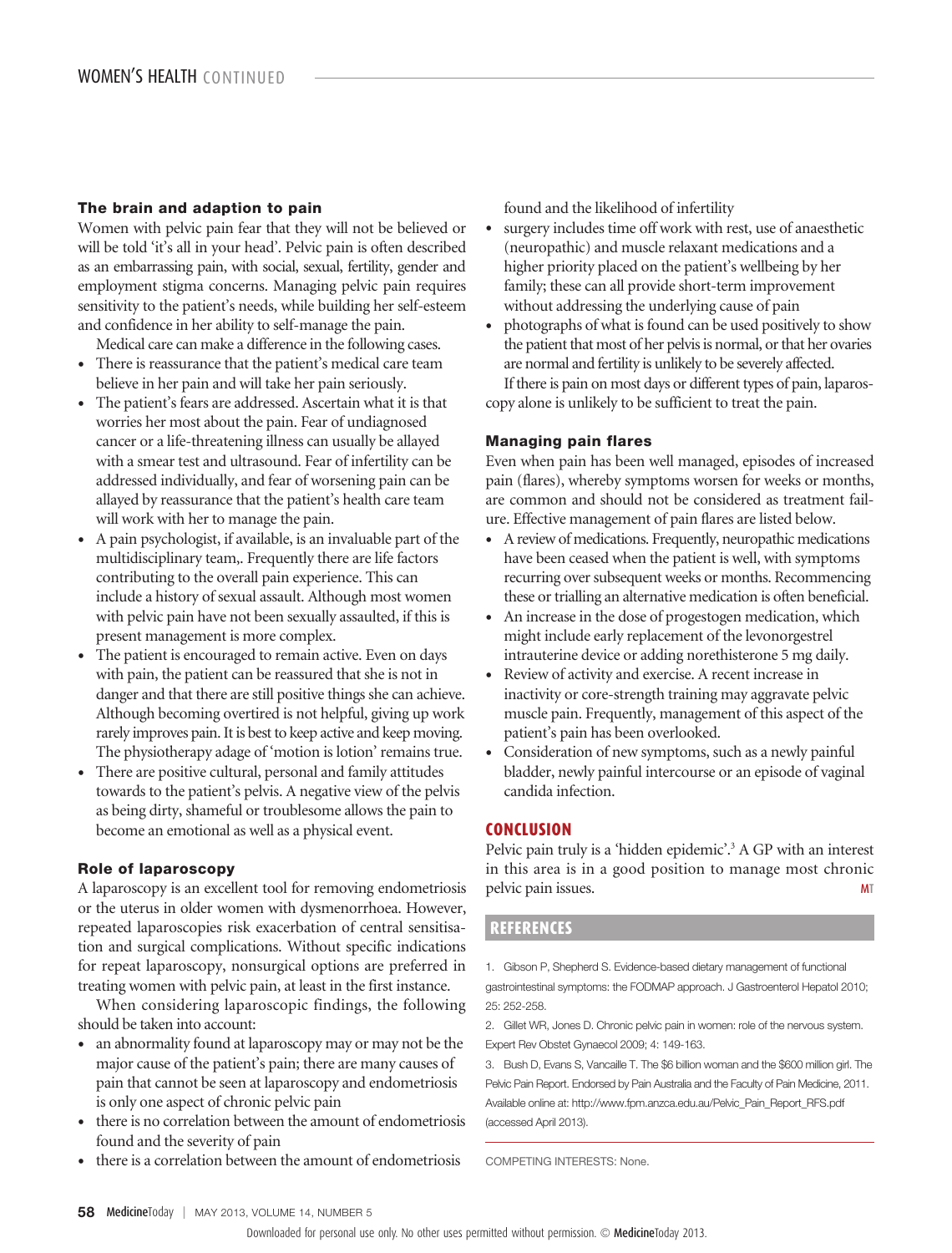### The brain and adaption to pain

Women with pelvic pain fear that they will not be believed or will be told 'it's all in your head'. Pelvic pain is often described as an embarrassing pain, with social, sexual, fertility, gender and employment stigma concerns. Managing pelvic pain requires sensitivity to the patient's needs, while building her self-esteem and confidence in her ability to self-manage the pain.

Medical care can make a difference in the following cases.

- There is reassurance that the patient's medical care team believe in her pain and will take her pain seriously.
- The patient's fears are addressed. Ascertain what it is that worries her most about the pain. Fear of undiagnosed cancer or a life-threatening illness can usually be allayed with a smear test and ultrasound. Fear of infertility can be addressed individually, and fear of worsening pain can be allayed by reassurance that the patient's health care team will work with her to manage the pain.
- A pain psychologist, if available, is an invaluable part of the multidisciplinary team,. Frequently there are life factors contributing to the overall pain experience. This can include a history of sexual assault. Although most women with pelvic pain have not been sexually assaulted, if this is present management is more complex.
- The patient is encouraged to remain active. Even on days with pain, the patient can be reassured that she is not in danger and that there are still positive things she can achieve. Although becoming overtired is not helpful, giving up work rarely improves pain. It is best to keep active and keep moving. The physiotherapy adage of 'motion is lotion' remains true.
- There are positive cultural, personal and family attitudes towards to the patient's pelvis. A negative view of the pelvis as being dirty, shameful or troublesome allows the pain to become an emotional as well as a physical event.

### Role of laparoscopy

A laparoscopy is an excellent tool for removing endometriosis or the uterus in older women with dysmenorrhoea. However, repeated laparoscopies risk exacerbation of central sensitisation and surgical complications. Without specific indications for repeat laparoscopy, nonsurgical options are preferred in treating women with pelvic pain, at least in the first instance.

When considering laparoscopic findings, the following should be taken into account:

- an abnormality found at laparoscopy may or may not be the major cause of the patient's pain; there are many causes of pain that cannot be seen at laparoscopy and endometriosis is only one aspect of chronic pelvic pain
- there is no correlation between the amount of endometriosis found and the severity of pain
- there is a correlation between the amount of endometriosis found and the likelihood of infertility
- surgery includes time off work with rest, use of anaesthetic (neuropathic) and muscle relaxant medications and a higher priority placed on the patient's wellbeing by her family; these can all provide short-term improvement without addressing the underlying cause of pain
- photographs of what is found can be used positively to show the patient that most of her pelvis is normal, or that her ovaries are normal and fertility is unlikely to be severely affected.

If there is pain on most days or different types of pain, laparoscopy alone is unlikely to be sufficient to treat the pain.

### Managing pain flares

Even when pain has been well managed, episodes of increased pain (flares), whereby symptoms worsen for weeks or months, are common and should not be considered as treatment failure. Effective management of pain flares are listed below.

- A review of medications. Frequently, neuropathic medications have been ceased when the patient is well, with symptoms recurring over subsequent weeks or months. Recommencing these or trialling an alternative medication is often beneficial.
- An increase in the dose of progestogen medication, which might include early replacement of the levonorgestrel intrauterine device or adding norethisterone 5 mg daily.
- Review of activity and exercise. A recent increase in inactivity or core-strength training may aggravate pelvic muscle pain. Frequently, management of this aspect of the patient's pain has been overlooked.
- Consideration of new symptoms, such as a newly painful bladder, newly painful intercourse or an episode of vaginal candida infection.

## CONCLUSION

Pelvic pain truly is a 'hidden epidemic'.[3] A GP with an interest in this area is in a good position to manage most chronic pelvic pain issues. MT

## REFERENCES

1. Gibson P, Shepherd S. Evidence-based dietary management of functional gastrointestinal symptoms: the FODMAP approach. J Gastroenterol Hepatol 2010; 25: 252-258.
2. Gillet WR, Jones D. Chronic pelvic pain in women: role of the nervous system. Expert Rev Obstet Gynaecol 2009; 4: 149-163.
3. Bush D, Evans S, Vancaille T. The $6 billion woman and the $600 million girl. The Pelvic Pain Report. Endorsed by Pain Australia and the Faculty of Pain Medicine, 2011. Available online at: http://www.fpm.anzca.edu.au/Pelvic_Pain_Report_RFS.pdf (accessed April 2013).

COMPETING INTERESTS: None.